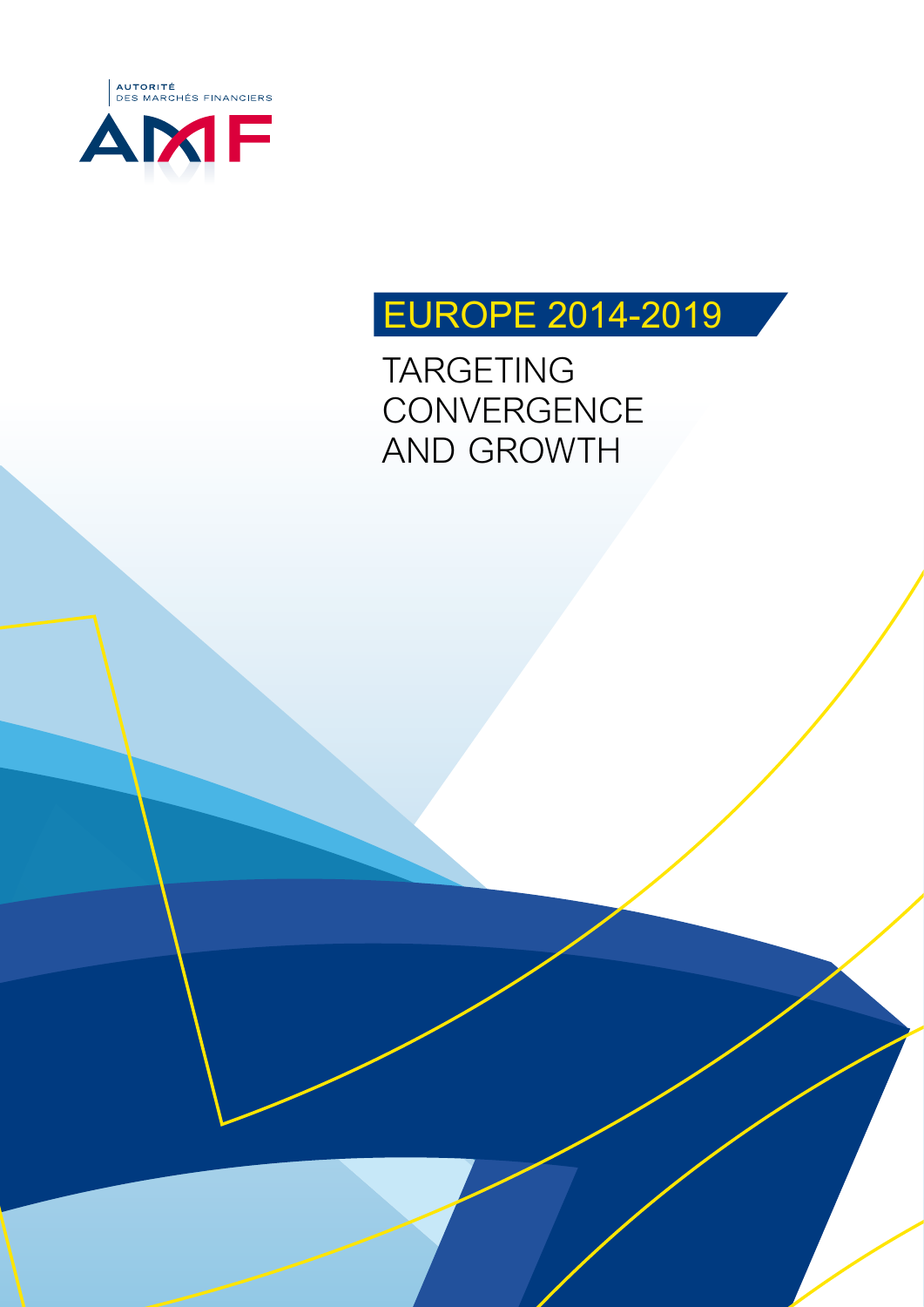AUTORITÉ
DES MARCHÉS FINANCIERS

AMF

# EUROPE 2014-2019

## TARGETING CONVERGENCE AND GROWTH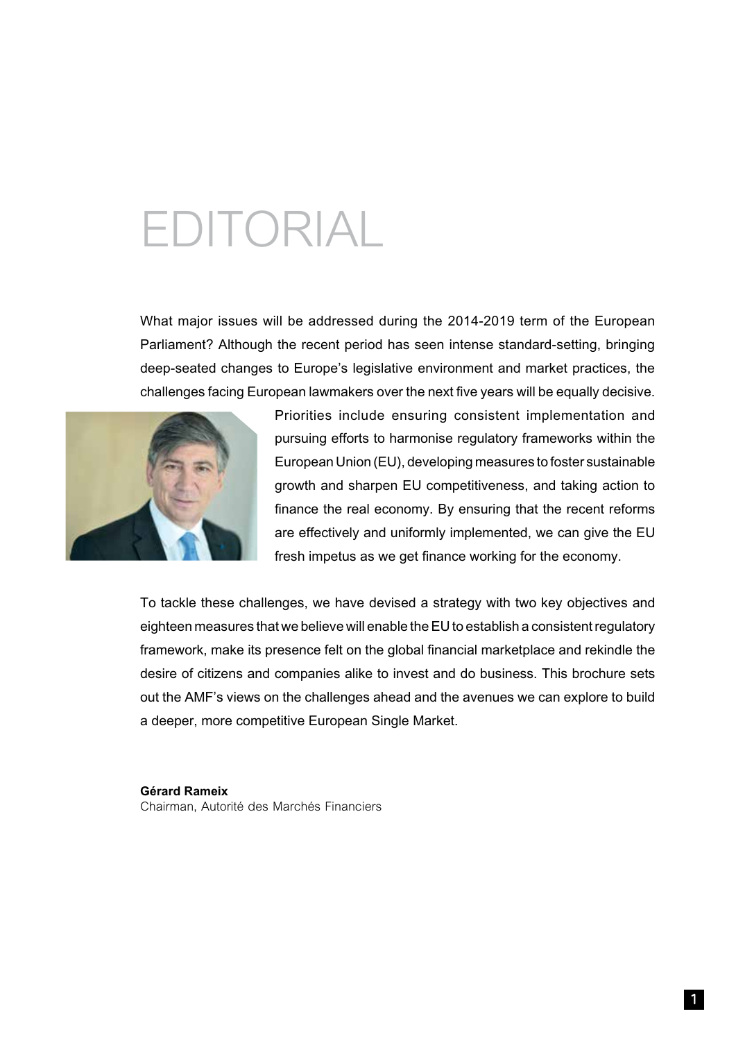# EDITORIAL

What major issues will be addressed during the 2014-2019 term of the European Parliament? Although the recent period has seen intense standard-setting, bringing deep-seated changes to Europe's legislative environment and market practices, the challenges facing European lawmakers over the next five years will be equally decisive. Priorities include ensuring consistent implementation and pursuing efforts to harmonise regulatory frameworks within the European Union (EU), developing measures to foster sustainable growth and sharpen EU competitiveness, and taking action to finance the real economy. By ensuring that the recent reforms are effectively and uniformly implemented, we can give the EU fresh impetus as we get finance working for the economy.

To tackle these challenges, we have devised a strategy with two key objectives and eighteen measures that we believe will enable the EU to establish a consistent regulatory framework, make its presence felt on the global financial marketplace and rekindle the desire of citizens and companies alike to invest and do business. This brochure sets out the AMF's views on the challenges ahead and the avenues we can explore to build a deeper, more competitive European Single Market.

**Gérard Rameix**
Chairman, Autorité des Marchés Financiers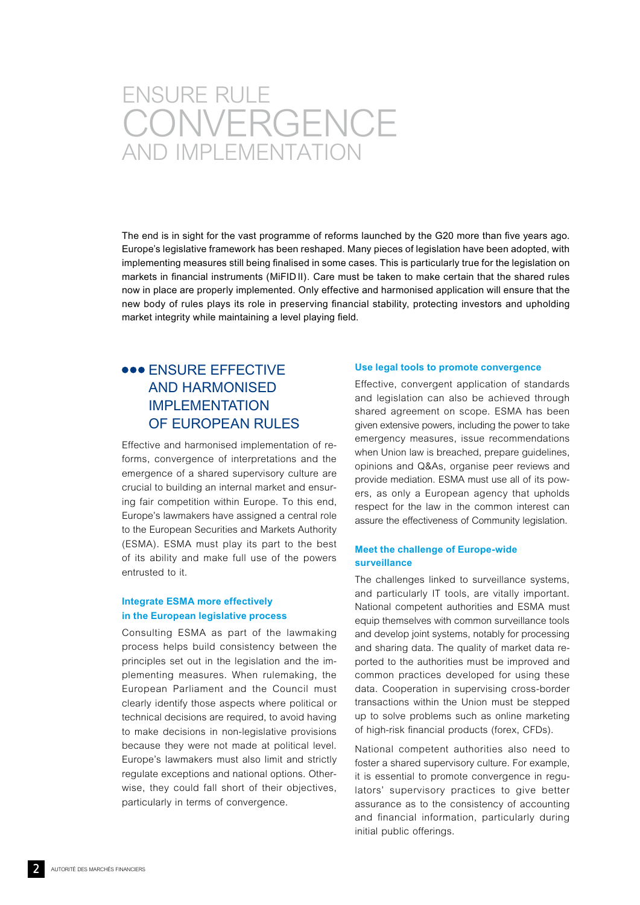# ENSURE RULE CONVERGENCE AND IMPLEMENTATION

The end is in sight for the vast programme of reforms launched by the G20 more than five years ago. Europe's legislative framework has been reshaped. Many pieces of legislation have been adopted, with implementing measures still being finalised in some cases. This is particularly true for the legislation on markets in financial instruments (MiFID II). Care must be taken to make certain that the shared rules now in place are properly implemented. Only effective and harmonised application will ensure that the new body of rules plays its role in preserving financial stability, protecting investors and upholding market integrity while maintaining a level playing field.

## ENSURE EFFECTIVE AND HARMONISED IMPLEMENTATION OF EUROPEAN RULES

Effective and harmonised implementation of reforms, convergence of interpretations and the emergence of a shared supervisory culture are crucial to building an internal market and ensuring fair competition within Europe. To this end, Europe's lawmakers have assigned a central role to the European Securities and Markets Authority (ESMA). ESMA must play its part to the best of its ability and make full use of the powers entrusted to it.

### Integrate ESMA more effectively in the European legislative process

Consulting ESMA as part of the lawmaking process helps build consistency between the principles set out in the legislation and the implementing measures. When rulemaking, the European Parliament and the Council must clearly identify those aspects where political or technical decisions are required, to avoid having to make decisions in non-legislative provisions because they were not made at political level. Europe's lawmakers must also limit and strictly regulate exceptions and national options. Otherwise, they could fall short of their objectives, particularly in terms of convergence.

### Use legal tools to promote convergence

Effective, convergent application of standards and legislation can also be achieved through shared agreement on scope. ESMA has been given extensive powers, including the power to take emergency measures, issue recommendations when Union law is breached, prepare guidelines, opinions and Q&As, organise peer reviews and provide mediation. ESMA must use all of its powers, as only a European agency that upholds respect for the law in the common interest can assure the effectiveness of Community legislation.

### Meet the challenge of Europe-wide surveillance

The challenges linked to surveillance systems, and particularly IT tools, are vitally important. National competent authorities and ESMA must equip themselves with common surveillance tools and develop joint systems, notably for processing and sharing data. The quality of market data reported to the authorities must be improved and common practices developed for using these data. Cooperation in supervising cross-border transactions within the Union must be stepped up to solve problems such as online marketing of high-risk financial products (forex, CFDs).

National competent authorities also need to foster a shared supervisory culture. For example, it is essential to promote convergence in regulators' supervisory practices to give better assurance as to the consistency of accounting and financial information, particularly during initial public offerings.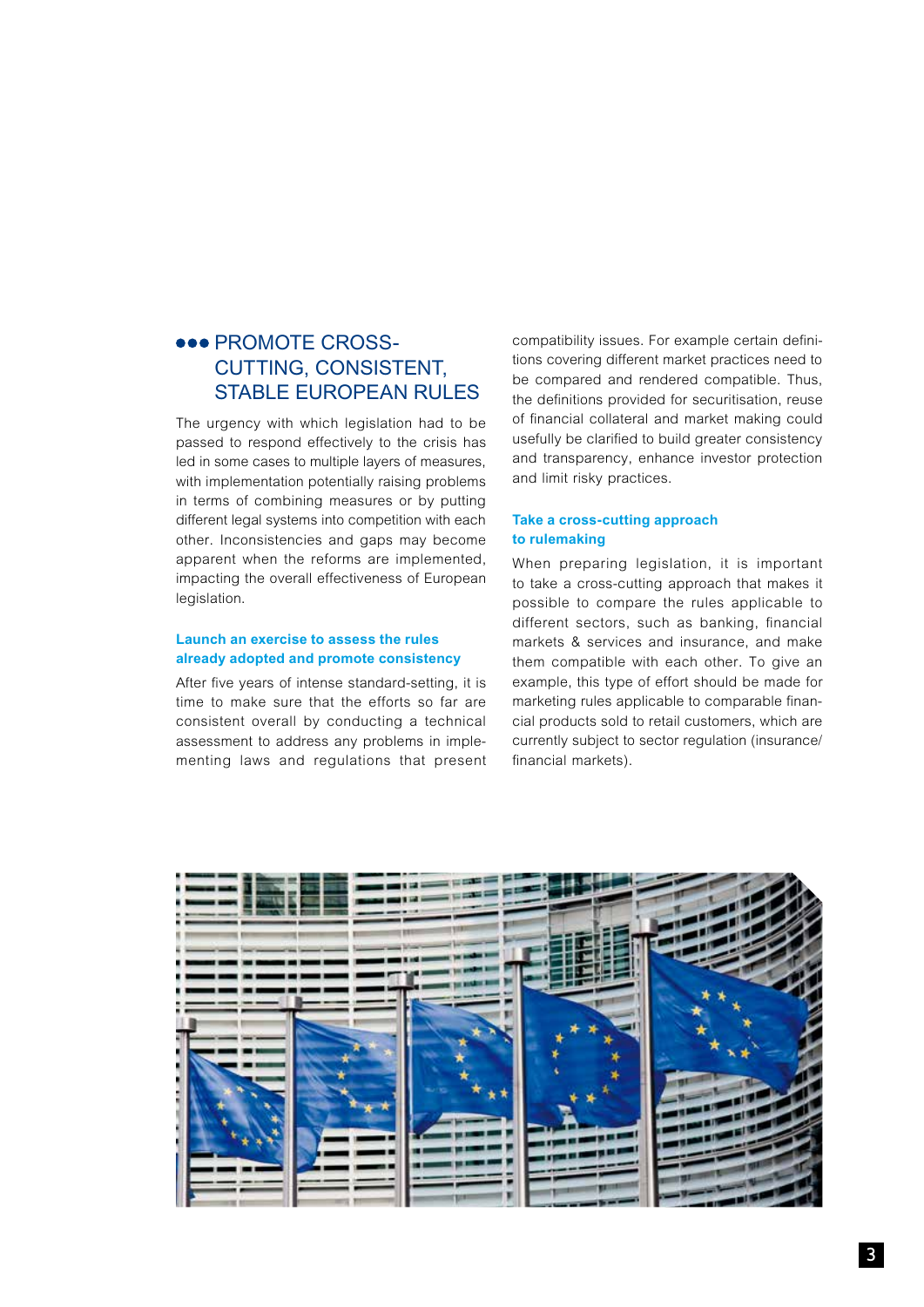## PROMOTE CROSS-CUTTING, CONSISTENT, STABLE EUROPEAN RULES

The urgency with which legislation had to be passed to respond effectively to the crisis has led in some cases to multiple layers of measures, with implementation potentially raising problems in terms of combining measures or by putting different legal systems into competition with each other. Inconsistencies and gaps may become apparent when the reforms are implemented, impacting the overall effectiveness of European legislation.

### Launch an exercise to assess the rules already adopted and promote consistency

After five years of intense standard-setting, it is time to make sure that the efforts so far are consistent overall by conducting a technical assessment to address any problems in implementing laws and regulations that present compatibility issues. For example certain definitions covering different market practices need to be compared and rendered compatible. Thus, the definitions provided for securitisation, reuse of financial collateral and market making could usefully be clarified to build greater consistency and transparency, enhance investor protection and limit risky practices.

### Take a cross-cutting approach to rulemaking

When preparing legislation, it is important to take a cross-cutting approach that makes it possible to compare the rules applicable to different sectors, such as banking, financial markets & services and insurance, and make them compatible with each other. To give an example, this type of effort should be made for marketing rules applicable to comparable financial products sold to retail customers, which are currently subject to sector regulation (insurance/financial markets).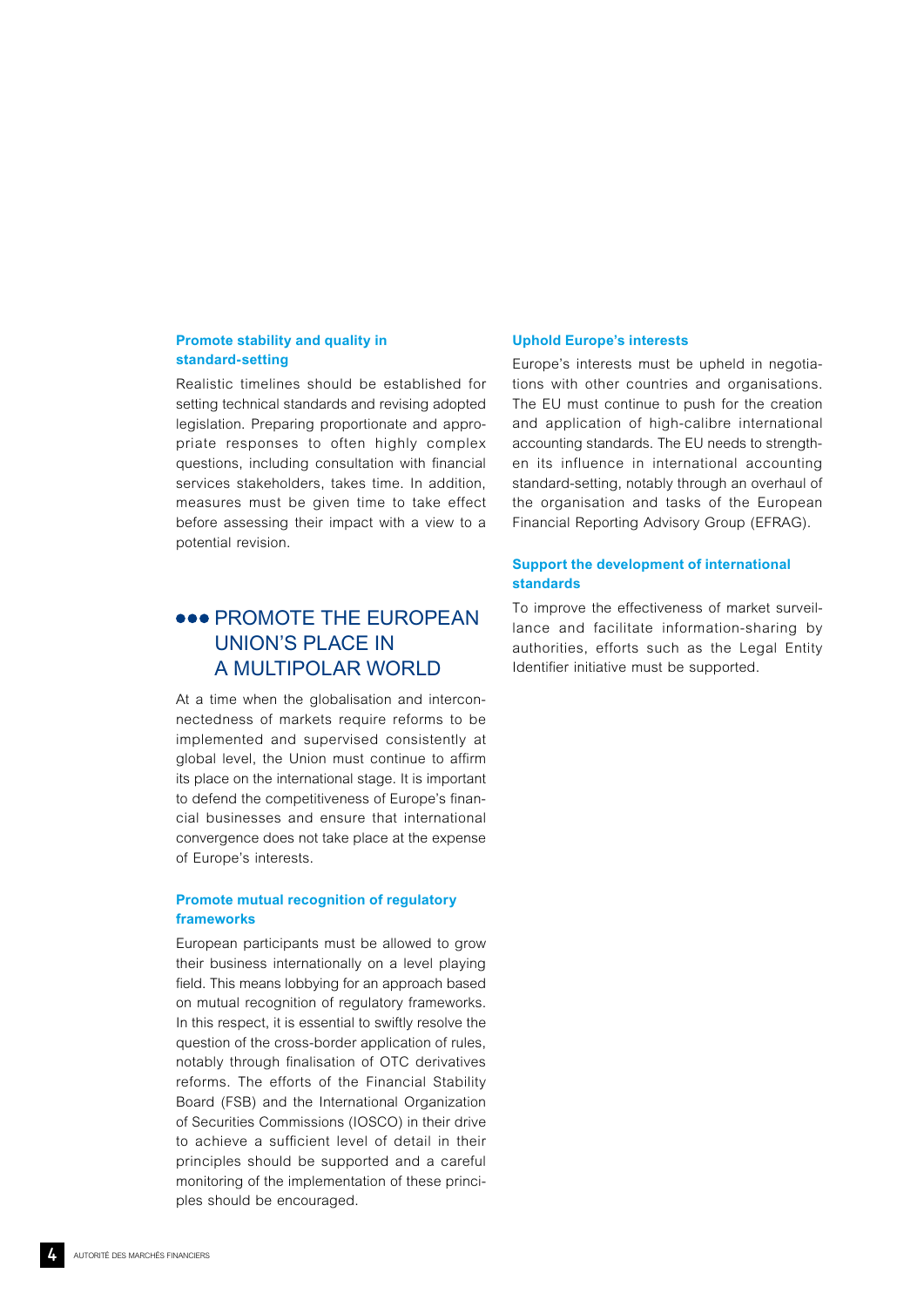### Promote stability and quality in standard-setting

Realistic timelines should be established for setting technical standards and revising adopted legislation. Preparing proportionate and appropriate responses to often highly complex questions, including consultation with financial services stakeholders, takes time. In addition, measures must be given time to take effect before assessing their impact with a view to a potential revision.

## ●●● PROMOTE THE EUROPEAN UNION'S PLACE IN A MULTIPOLAR WORLD

At a time when the globalisation and interconnectedness of markets require reforms to be implemented and supervised consistently at global level, the Union must continue to affirm its place on the international stage. It is important to defend the competitiveness of Europe's financial businesses and ensure that international convergence does not take place at the expense of Europe's interests.

### Promote mutual recognition of regulatory frameworks

European participants must be allowed to grow their business internationally on a level playing field. This means lobbying for an approach based on mutual recognition of regulatory frameworks. In this respect, it is essential to swiftly resolve the question of the cross-border application of rules, notably through finalisation of OTC derivatives reforms. The efforts of the Financial Stability Board (FSB) and the International Organization of Securities Commissions (IOSCO) in their drive to achieve a sufficient level of detail in their principles should be supported and a careful monitoring of the implementation of these principles should be encouraged.

### Uphold Europe's interests

Europe's interests must be upheld in negotiations with other countries and organisations. The EU must continue to push for the creation and application of high-calibre international accounting standards. The EU needs to strengthen its influence in international accounting standard-setting, notably through an overhaul of the organisation and tasks of the European Financial Reporting Advisory Group (EFRAG).

### Support the development of international standards

To improve the effectiveness of market surveillance and facilitate information-sharing by authorities, efforts such as the Legal Entity Identifier initiative must be supported.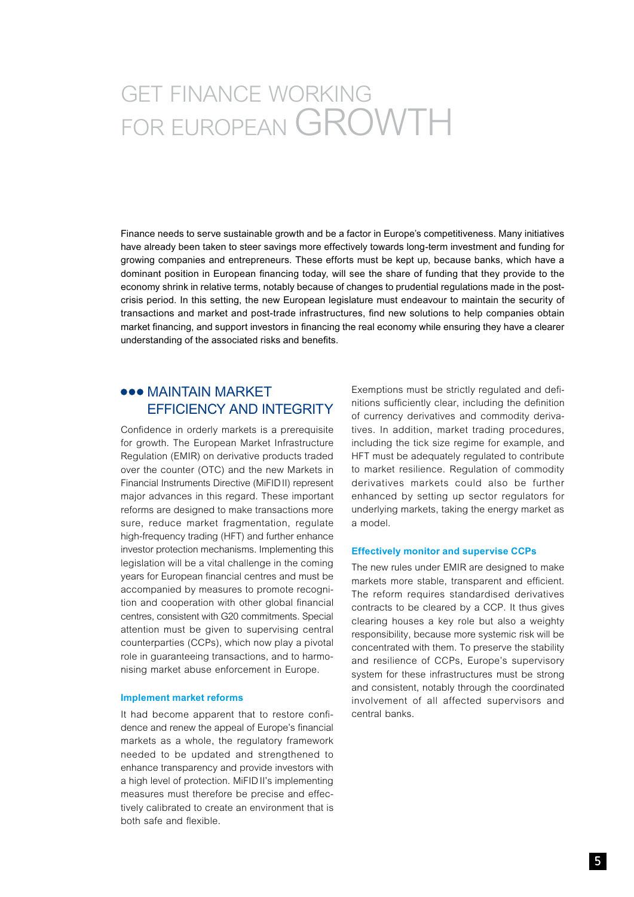# GET FINANCE WORKING FOR EUROPEAN GROWTH

Finance needs to serve sustainable growth and be a factor in Europe's competitiveness. Many initiatives have already been taken to steer savings more effectively towards long-term investment and funding for growing companies and entrepreneurs. These efforts must be kept up, because banks, which have a dominant position in European financing today, will see the share of funding that they provide to the economy shrink in relative terms, notably because of changes to prudential regulations made in the post-crisis period. In this setting, the new European legislature must endeavour to maintain the security of transactions and market and post-trade infrastructures, find new solutions to help companies obtain market financing, and support investors in financing the real economy while ensuring they have a clearer understanding of the associated risks and benefits.

## MAINTAIN MARKET EFFICIENCY AND INTEGRITY

Confidence in orderly markets is a prerequisite for growth. The European Market Infrastructure Regulation (EMIR) on derivative products traded over the counter (OTC) and the new Markets in Financial Instruments Directive (MiFID II) represent major advances in this regard. These important reforms are designed to make transactions more sure, reduce market fragmentation, regulate high-frequency trading (HFT) and further enhance investor protection mechanisms. Implementing this legislation will be a vital challenge in the coming years for European financial centres and must be accompanied by measures to promote recognition and cooperation with other global financial centres, consistent with G20 commitments. Special attention must be given to supervising central counterparties (CCPs), which now play a pivotal role in guaranteeing transactions, and to harmonising market abuse enforcement in Europe.

### Implement market reforms

It had become apparent that to restore confidence and renew the appeal of Europe's financial markets as a whole, the regulatory framework needed to be updated and strengthened to enhance transparency and provide investors with a high level of protection. MiFID II's implementing measures must therefore be precise and effectively calibrated to create an environment that is both safe and flexible.

Exemptions must be strictly regulated and definitions sufficiently clear, including the definition of currency derivatives and commodity derivatives. In addition, market trading procedures, including the tick size regime for example, and HFT must be adequately regulated to contribute to market resilience. Regulation of commodity derivatives markets could also be further enhanced by setting up sector regulators for underlying markets, taking the energy market as a model.

### Effectively monitor and supervise CCPs

The new rules under EMIR are designed to make markets more stable, transparent and efficient. The reform requires standardised derivatives contracts to be cleared by a CCP. It thus gives clearing houses a key role but also a weighty responsibility, because more systemic risk will be concentrated with them. To preserve the stability and resilience of CCPs, Europe's supervisory system for these infrastructures must be strong and consistent, notably through the coordinated involvement of all affected supervisors and central banks.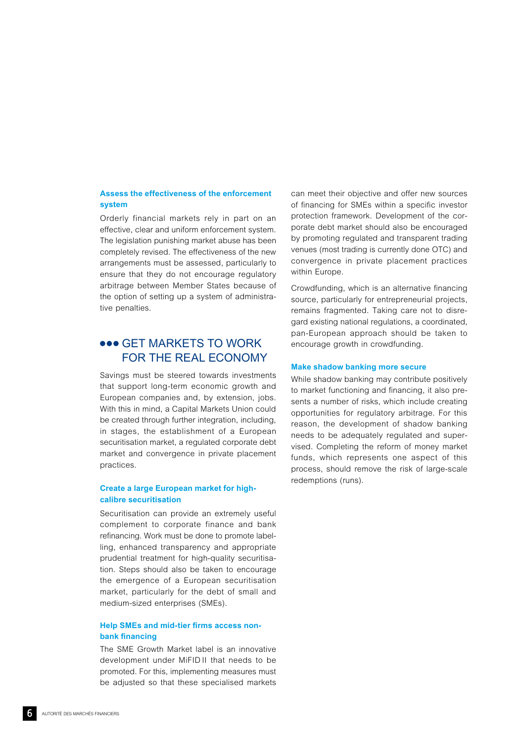### Assess the effectiveness of the enforcement system

Orderly financial markets rely in part on an effective, clear and uniform enforcement system. The legislation punishing market abuse has been completely revised. The effectiveness of the new arrangements must be assessed, particularly to ensure that they do not encourage regulatory arbitrage between Member States because of the option of setting up a system of administrative penalties.

## ●●● GET MARKETS TO WORK FOR THE REAL ECONOMY

Savings must be steered towards investments that support long-term economic growth and European companies and, by extension, jobs. With this in mind, a Capital Markets Union could be created through further integration, including, in stages, the establishment of a European securitisation market, a regulated corporate debt market and convergence in private placement practices.

### Create a large European market for high-calibre securitisation

Securitisation can provide an extremely useful complement to corporate finance and bank refinancing. Work must be done to promote labelling, enhanced transparency and appropriate prudential treatment for high-quality securitisation. Steps should also be taken to encourage the emergence of a European securitisation market, particularly for the debt of small and medium-sized enterprises (SMEs).

### Help SMEs and mid-tier firms access non-bank financing

The SME Growth Market label is an innovative development under MiFID II that needs to be promoted. For this, implementing measures must be adjusted so that these specialised markets can meet their objective and offer new sources of financing for SMEs within a specific investor protection framework. Development of the corporate debt market should also be encouraged by promoting regulated and transparent trading venues (most trading is currently done OTC) and convergence in private placement practices within Europe.

Crowdfunding, which is an alternative financing source, particularly for entrepreneurial projects, remains fragmented. Taking care not to disregard existing national regulations, a coordinated, pan-European approach should be taken to encourage growth in crowdfunding.

### Make shadow banking more secure

While shadow banking may contribute positively to market functioning and financing, it also presents a number of risks, which include creating opportunities for regulatory arbitrage. For this reason, the development of shadow banking needs to be adequately regulated and supervised. Completing the reform of money market funds, which represents one aspect of this process, should remove the risk of large-scale redemptions (runs).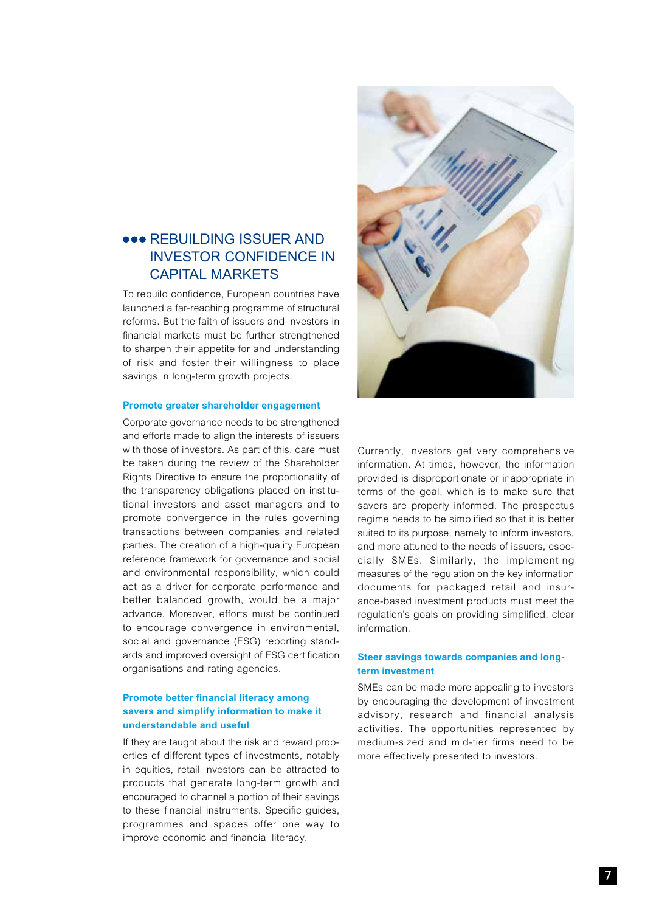## REBUILDING ISSUER AND INVESTOR CONFIDENCE IN CAPITAL MARKETS

To rebuild confidence, European countries have launched a far-reaching programme of structural reforms. But the faith of issuers and investors in financial markets must be further strengthened to sharpen their appetite for and understanding of risk and foster their willingness to place savings in long-term growth projects.

### Promote greater shareholder engagement

Corporate governance needs to be strengthened and efforts made to align the interests of issuers with those of investors. As part of this, care must be taken during the review of the Shareholder Rights Directive to ensure the proportionality of the transparency obligations placed on institutional investors and asset managers and to promote convergence in the rules governing transactions between companies and related parties. The creation of a high-quality European reference framework for governance and social and environmental responsibility, which could act as a driver for corporate performance and better balanced growth, would be a major advance. Moreover, efforts must be continued to encourage convergence in environmental, social and governance (ESG) reporting standards and improved oversight of ESG certification organisations and rating agencies.

### Promote better financial literacy among savers and simplify information to make it understandable and useful

If they are taught about the risk and reward properties of different types of investments, notably in equities, retail investors can be attracted to products that generate long-term growth and encouraged to channel a portion of their savings to these financial instruments. Specific guides, programmes and spaces offer one way to improve economic and financial literacy.

Currently, investors get very comprehensive information. At times, however, the information provided is disproportionate or inappropriate in terms of the goal, which is to make sure that savers are properly informed. The prospectus regime needs to be simplified so that it is better suited to its purpose, namely to inform investors, and more attuned to the needs of issuers, especially SMEs. Similarly, the implementing measures of the regulation on the key information documents for packaged retail and insurance-based investment products must meet the regulation's goals on providing simplified, clear information.

### Steer savings towards companies and long-term investment

SMEs can be made more appealing to investors by encouraging the development of investment advisory, research and financial analysis activities. The opportunities represented by medium-sized and mid-tier firms need to be more effectively presented to investors.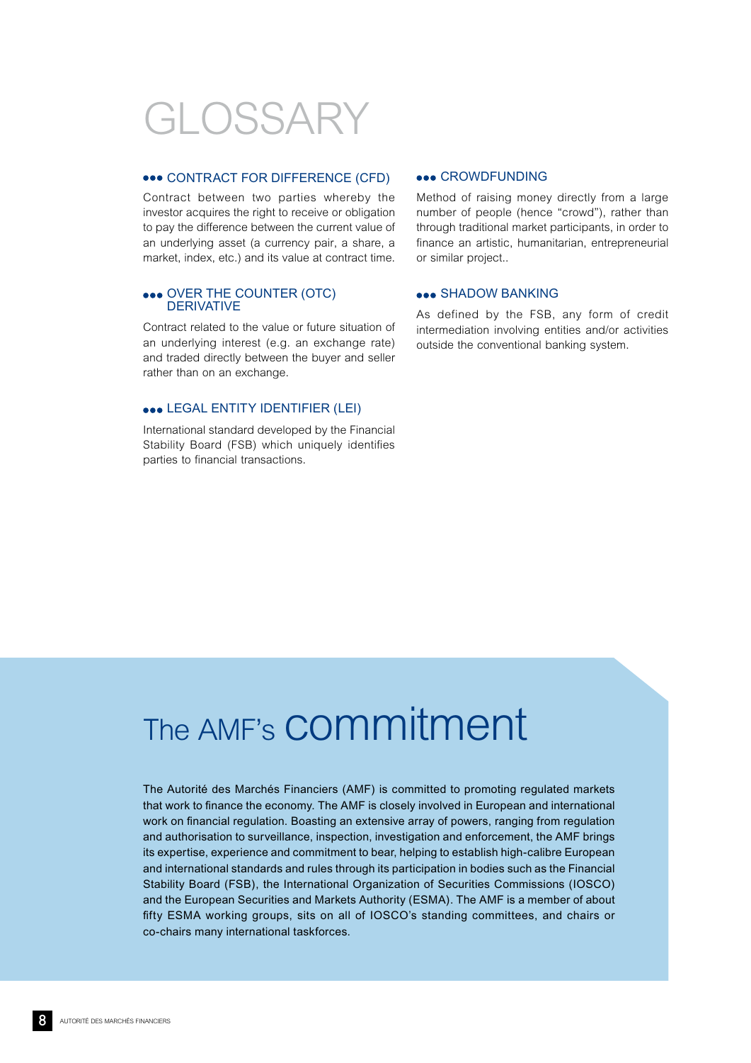# GLOSSARY

### CONTRACT FOR DIFFERENCE (CFD)

Contract between two parties whereby the investor acquires the right to receive or obligation to pay the difference between the current value of an underlying asset (a currency pair, a share, a market, index, etc.) and its value at contract time.

### OVER THE COUNTER (OTC) DERIVATIVE

Contract related to the value or future situation of an underlying interest (e.g. an exchange rate) and traded directly between the buyer and seller rather than on an exchange.

### LEGAL ENTITY IDENTIFIER (LEI)

International standard developed by the Financial Stability Board (FSB) which uniquely identifies parties to financial transactions.

### CROWDFUNDING

Method of raising money directly from a large number of people (hence "crowd"), rather than through traditional market participants, in order to finance an artistic, humanitarian, entrepreneurial or similar project..

### SHADOW BANKING

As defined by the FSB, any form of credit intermediation involving entities and/or activities outside the conventional banking system.

# The AMF's commitment

The Autorité des Marchés Financiers (AMF) is committed to promoting regulated markets that work to finance the economy. The AMF is closely involved in European and international work on financial regulation. Boasting an extensive array of powers, ranging from regulation and authorisation to surveillance, inspection, investigation and enforcement, the AMF brings its expertise, experience and commitment to bear, helping to establish high-calibre European and international standards and rules through its participation in bodies such as the Financial Stability Board (FSB), the International Organization of Securities Commissions (IOSCO) and the European Securities and Markets Authority (ESMA). The AMF is a member of about fifty ESMA working groups, sits on all of IOSCO's standing committees, and chairs or co-chairs many international taskforces.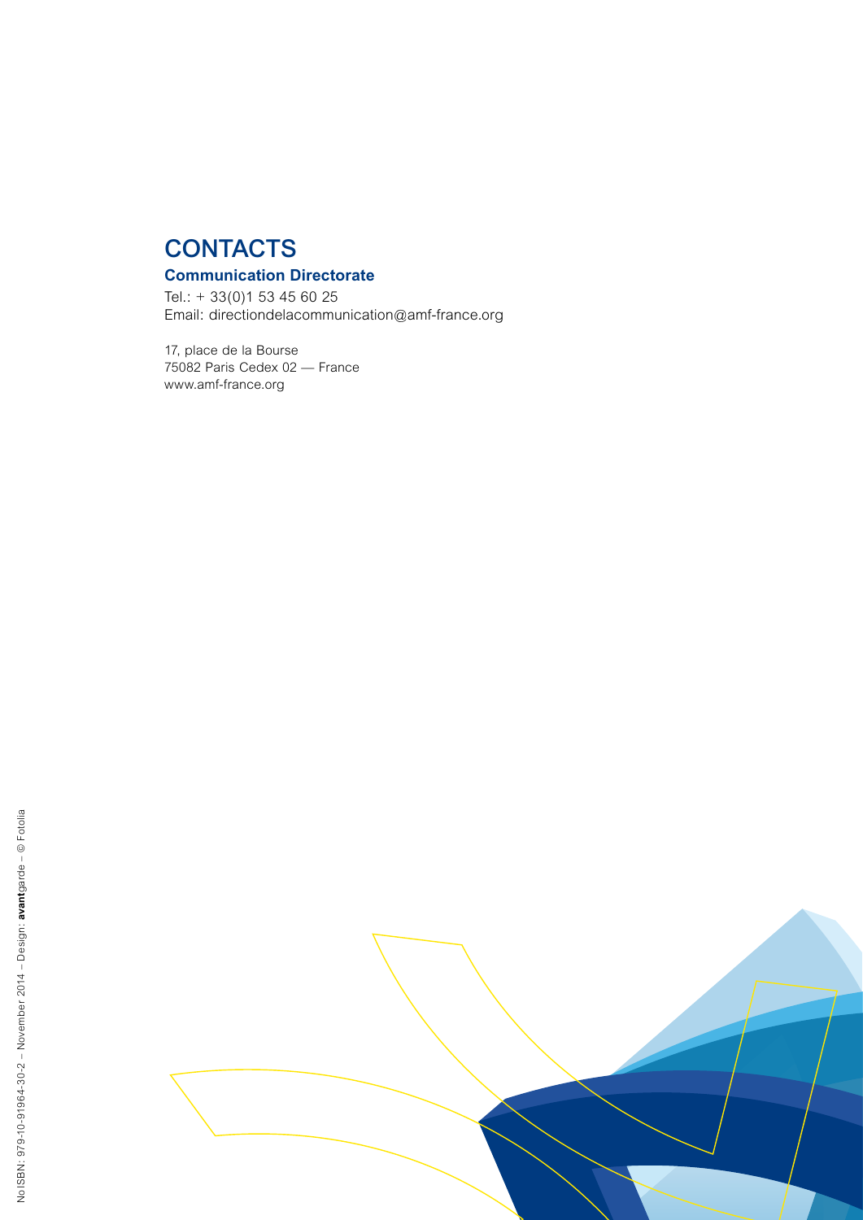# CONTACTS

## Communication Directorate

Tel.: + 33(0)1 53 45 60 25
Email: directiondelacommunication@amf-france.org

17, place de la Bourse
75082 Paris Cedex 02 — France
www.amf-france.org

No ISBN: 979-10-91964-30-2 – November 2014 – Design: **avant**garde – © Fotolia